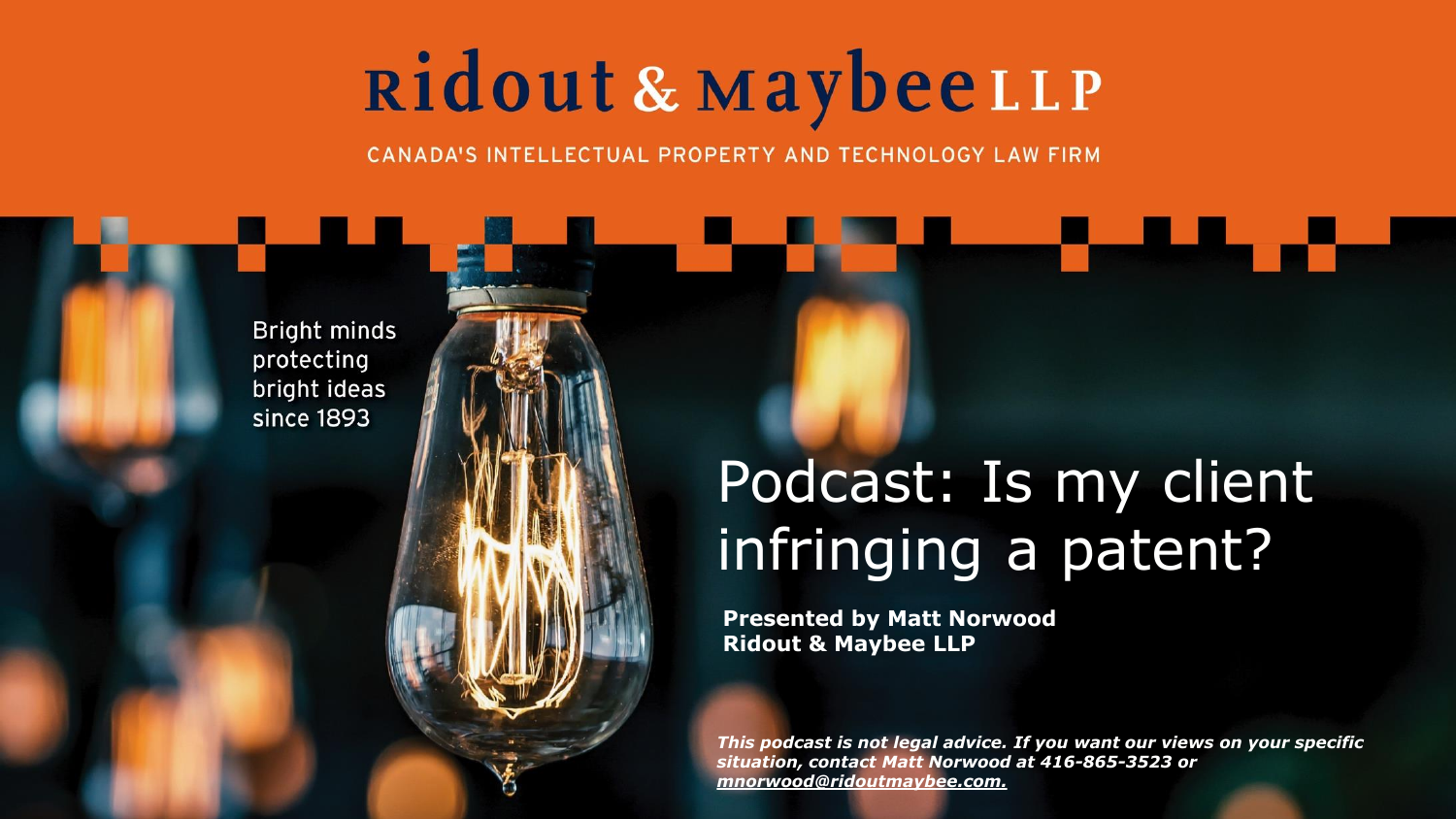# Ridout & Maybee LLP

CANADA'S INTELLECTUAL PROPERTY AND TECHNOLOGY LAW FIRM

Bright minds protecting bright ideas since 1893

# Podcast: Is my client infringing a patent?

**Presented by Matt Norwood**
**Ridout & Maybee LLP**

***This podcast is not legal advice. If you want our views on your specific situation, contact Matt Norwood at 416-865-3523 or mnorwood@ridoutmaybee.com.***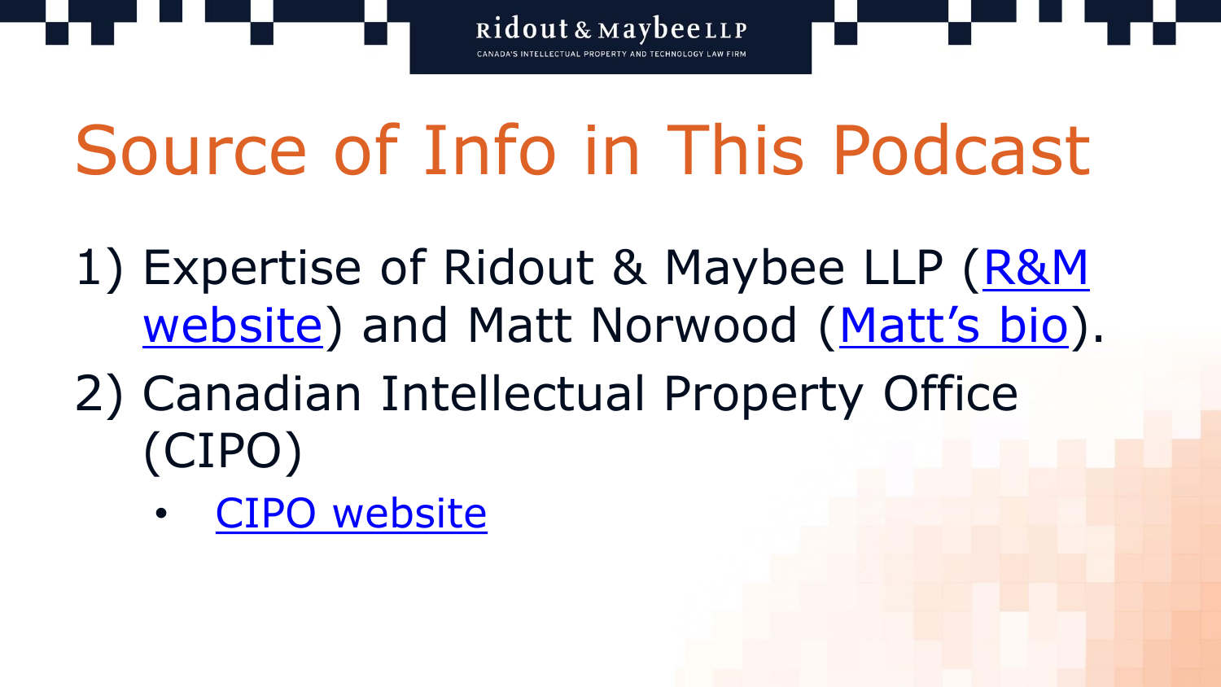# Source of Info in This Podcast

1) Expertise of Ridout & Maybee LLP (R&M website) and Matt Norwood (Matt's bio).
2) Canadian Intellectual Property Office (CIPO)
   - CIPO website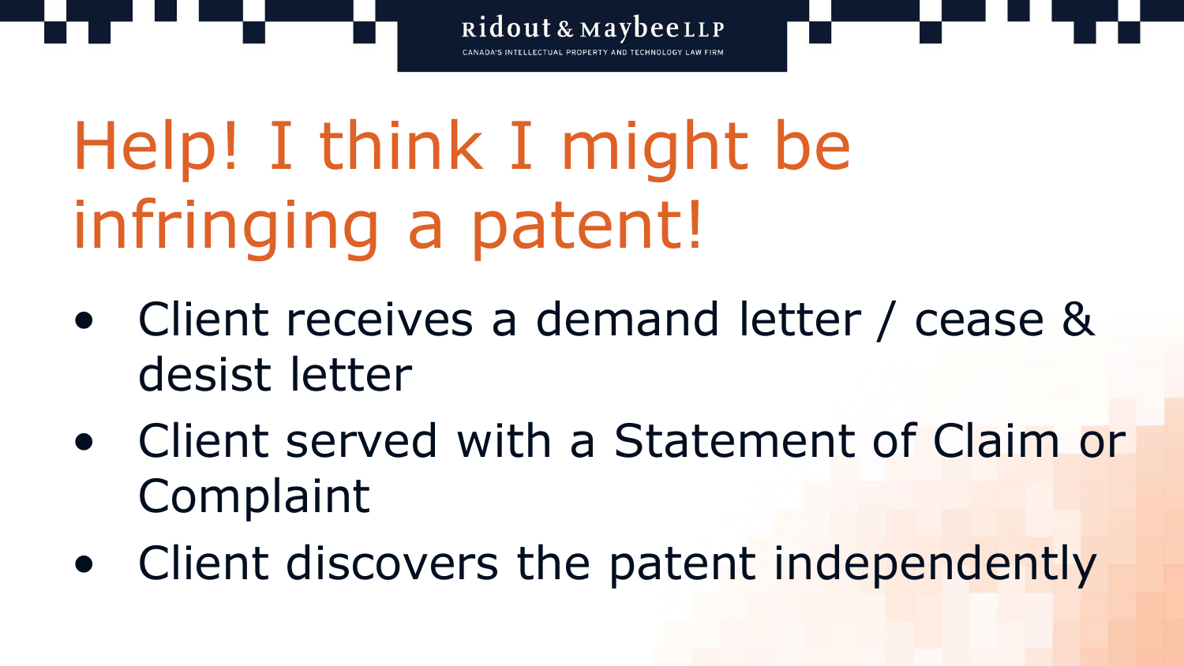# Help! I think I might be infringing a patent!

- Client receives a demand letter / cease & desist letter
- Client served with a Statement of Claim or Complaint
- Client discovers the patent independently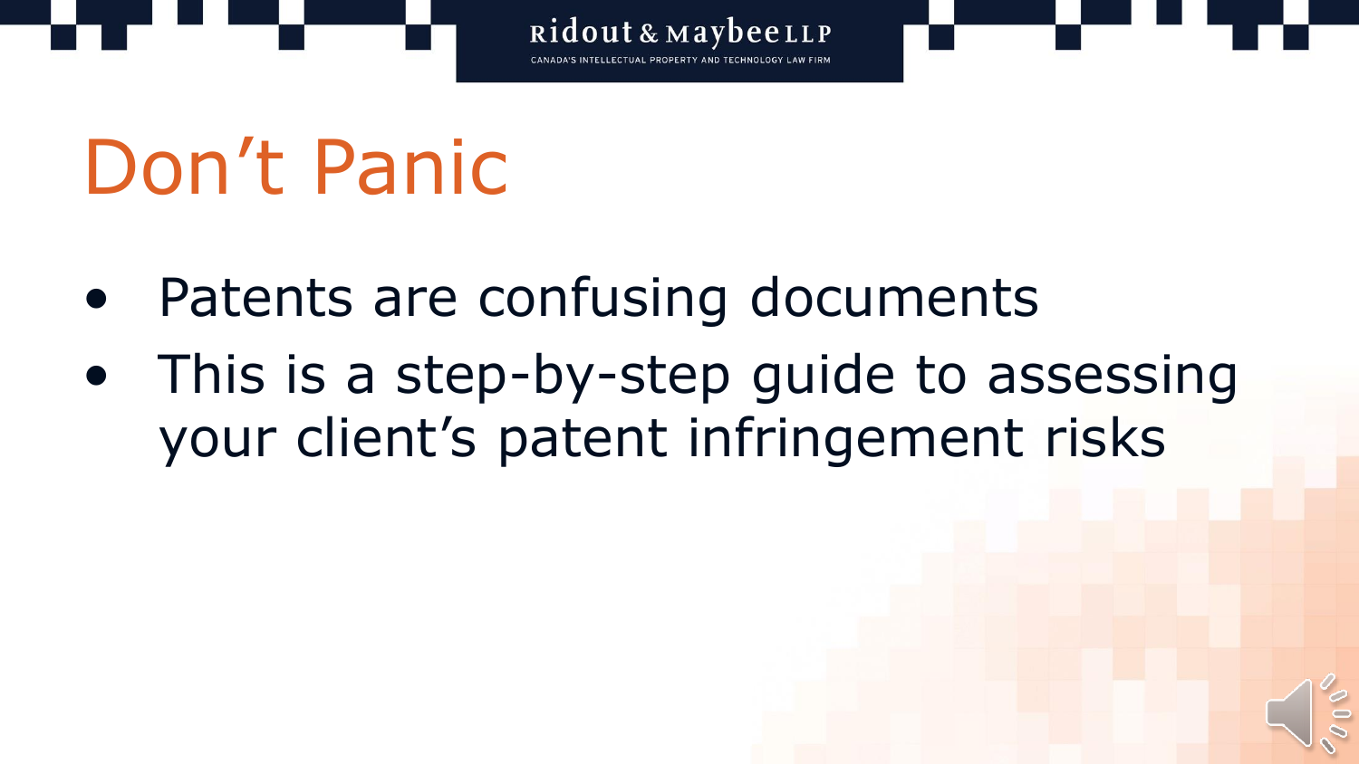# Don’t Panic

- Patents are confusing documents
- This is a step-by-step guide to assessing your client’s patent infringement risks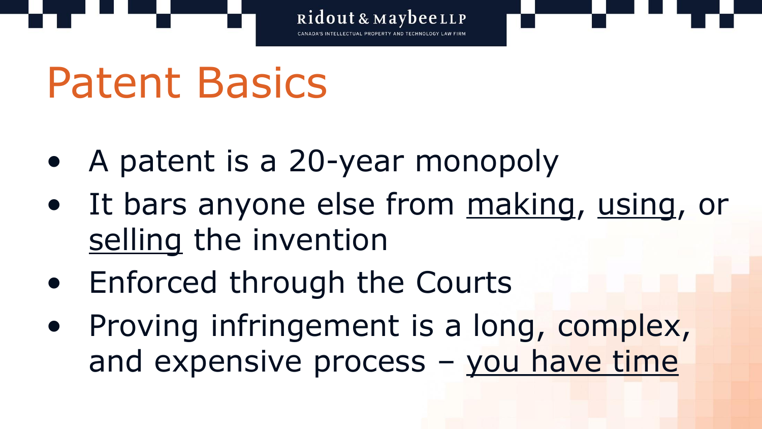# Patent Basics

- A patent is a 20-year monopoly
- It bars anyone else from <u>making</u>, <u>using</u>, or <u>selling</u> the invention
- Enforced through the Courts
- Proving infringement is a long, complex, and expensive process – <u>you have time</u>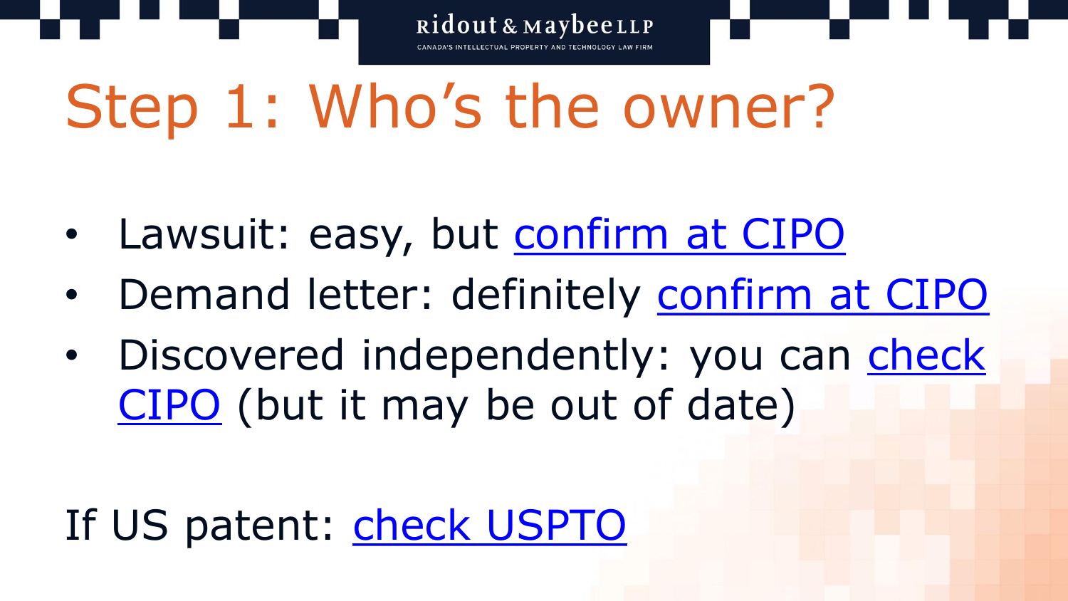# Step 1: Who's the owner?

- Lawsuit: easy, but confirm at CIPO
- Demand letter: definitely confirm at CIPO
- Discovered independently: you can check CIPO (but it may be out of date)

If US patent: check USPTO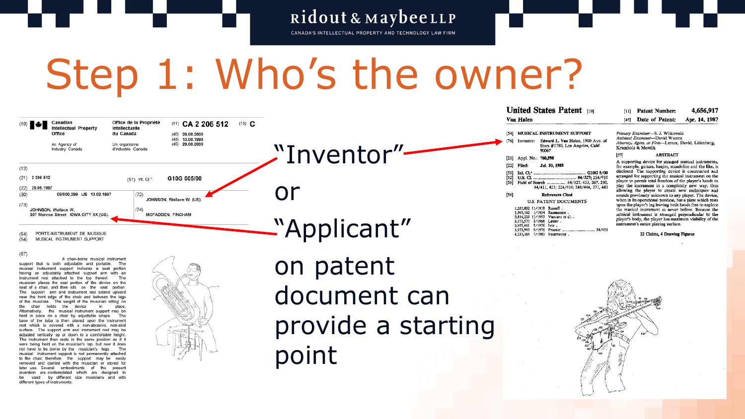# Step 1: Who's the owner?

"Inventor" or "Applicant" on patent document can provide a starting point

(19) Canadian Intellectual Property Office — Office de la Propriété Intellectuelle du Canada

An Agency of Industry Canada — Un organisme d'Industrie Canada

(11) CA 2 206 512 (13) C

(40) 29.08.2000
(43) 13.08.1998
(45) 29.08.2000

(12)

(21) 2 206 512

(51) Int. Cl.[6]: G10G 005/00

(22) 29.05.1997

(30) 08/800,299 US 13.02.1997

(72) JOHNSON, Wallace W. (US).

(73) JOHNSON, Wallace W.
307 Monroe Street IOWA CITY XX (US).

(74) MCFADDEN, FINCHAM

(54) PORTE-INSTRUMENT DE MUSIQUE
(54) MUSICAL INSTRUMENT SUPPORT

(57) A chair-borne musical instrument support that is both adjustable and portable. The musical instrument support includes a seat portion having an adjustably attached support arm with an instrument rest attached to the top thereof. The musician places the seat portion of the device on the seat of a chair, and then sits on the seat portion. The support arm and instrument rest extend upward near the front edge of the chair and between the legs of the musician. The weight of the musician sitting on the chair holds the device in place. Alternatively, the musical instrument support may be held in place on a chair by adjustable straps. The base of the tuba is then placed upon the instrument rest which is covered with a non-abrasive, non-skid surface. The support arm and instrument rest may be adjusted vertically up or down to a comfortable height. The instrument then rests in the same position as if it were being held on the musician's lap, but now it does not have to be borne by the musician's legs. The musical instrument support is not permanently attached to the chair; therefore, the support may be easily removed and carried with the musician or stored for later use. Several embodiments of the present invention are contemplated which are designed to be used by different size musicians and with different types of instruments.

**United States Patent** [19]
Van Halen

[11] Patent Number: 4,656,917
[45] Date of Patent: Apr. 14, 1987

[54] MUSICAL INSTRUMENT SUPPORT

[76] Inventor: Edward L. Van Halen, 1900 Ave. of Stars #1780, Los Angeles, Calif. 90067

[21] Appl. No.: 760,598

[22] Filed: Jul. 30, 1985

[51] Int. Cl.[4] ........ G10G 5/00
[52] U.S. Cl. ........ 84/327; 224/910
[58] Field of Search ........ 84/327, 453, 267, 280, 84/411, 421; 224/910; 248/444, 371, 443

[56] References Cited

U.S. PATENT DOCUMENTS

1,285,802 11/1918 Russell .
1,945,162 1/1934 Rasmussen .
2,816,225 12/1957 Vaccaro et al. .
3,371,570 3/1968 Lester .
3,955,461 5/1976 Ivie .
3,979,993 9/1976 Proctor ........ 84/453
4,213,369 7/1980 Swartwout .

Primary Examiner—S. J. Witkowski
Assistant Examiner—David Warren
Attorney, Agent, or Firm—Lerner, David, Littenberg, Krumholz & Mentlik

[57] ABSTRACT

A supporting device for stringed musical instruments, for example, guitars, banjos, mandolins and the like, is disclosed. The supporting device is constructed and arranged for supporting the musical instrument on the player to permit total freedom of the player's hands to play the instrument in a completely new way, thus allowing the player to create new techniques and sounds previously unknown to any player. The device, when in its operational position, has a plate which rests upon the player's leg leaving both hands free to explore the musical instrument as never before. Because the musical instrument is arranged perpendicular to the player's body, the player has maximum visibility of the instrument's entire playing surface.

22 Claims, 4 Drawing Figures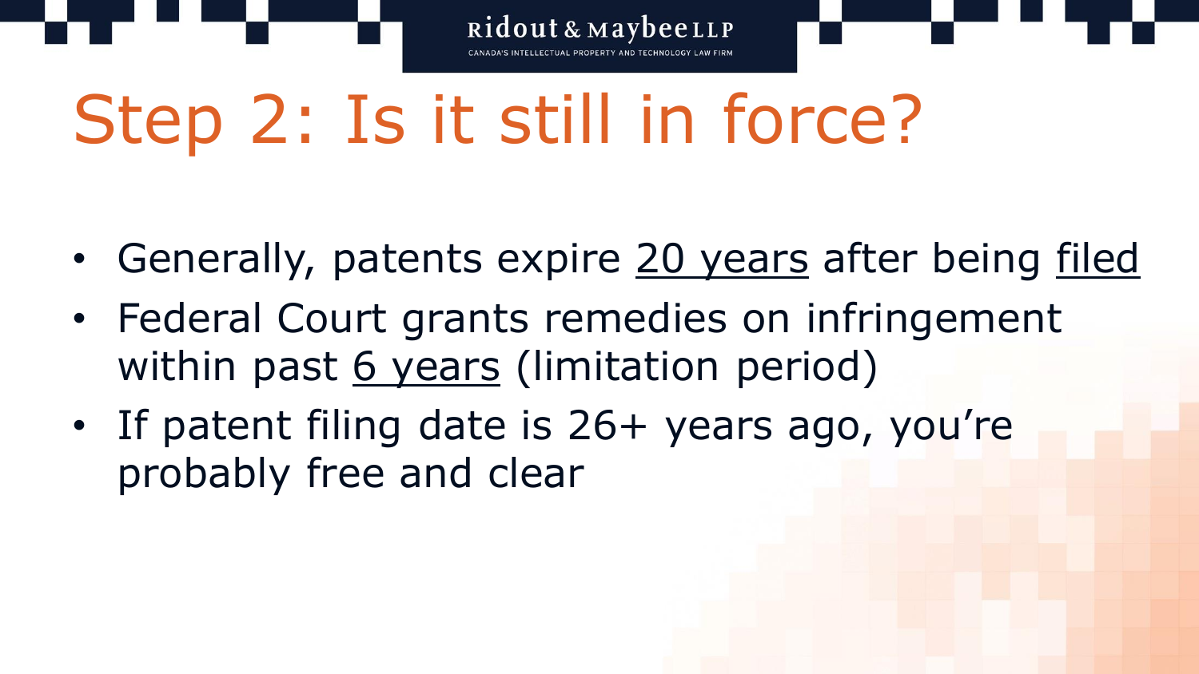# Step 2: Is it still in force?

- Generally, patents expire <u>20 years</u> after being <u>filed</u>
- Federal Court grants remedies on infringement within past <u>6 years</u> (limitation period)
- If patent filing date is 26+ years ago, you're probably free and clear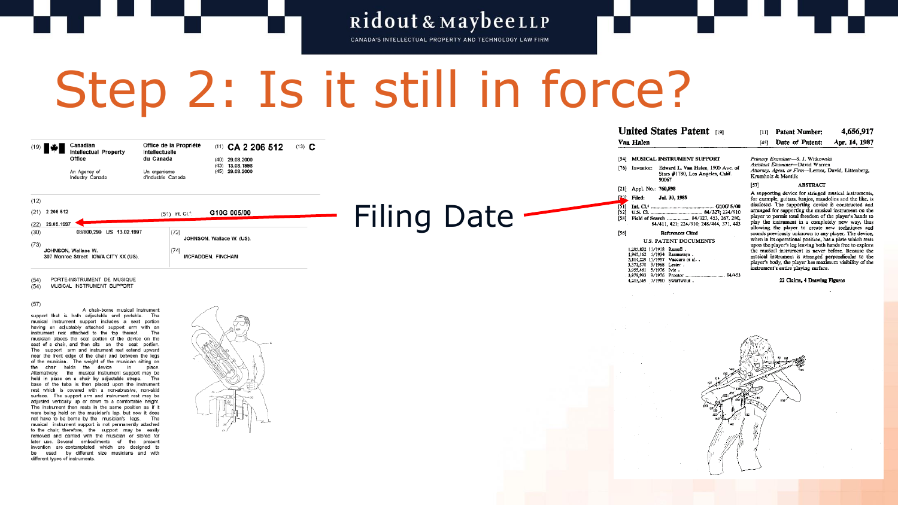# Step 2: Is it still in force?

Filing Date

(19) Canadian Intellectual Property Office — An Agency of Industry Canada | Office de la Propriété Intellectuelle du Canada — Un organisme d'Industrie Canada

(11) CA 2 206 512 (13) C

(40) 29.08.2000
(43) 13.08.1998
(45) 29.08.2000

(12)

(21) 2 206 512

(51) Int. Cl.⁶: G10G 005/00

(22) 29.05.1997

(30) 08/800.299 US 13.02.1997

(72) JOHNSON, Wallace W. (US).

(73) JOHNSON, Wallace W.
307 Monroe Street IOWA CITY XX (US).

(74) MCFADDEN, FINCHAM

(54) PORTE-INSTRUMENT DE MUSIQUE
(54) MUSICAL INSTRUMENT SUPPORT

(57) A chair-borne musical instrument support that is both adjustable and portable. The musical instrument support includes a seat portion having an adjustably attached support arm with an instrument rest attached to the top thereof. The musician places the seat portion of the device on the seat of a chair, and then sits on the seat portion. The support arm and instrument rest extend upward near the front edge of the chair and between the legs of the musician. The weight of the musician sitting on the chair holds the device in place. Alternatively, the musical instrument support may be held in place on a chair by adjustable straps. The base of the tuba is then placed upon the instrument rest which is covered with a non-abrasive, non-skid surface. The support arm and instrument rest may be adjusted vertically up or down to a comfortable height. The instrument then rests in the same position as if it were being held on the musician's lap, but now it does not have to be borne by the musician's legs. The musical instrument support is not permanently attached to the chair; therefore, the support may be easily removed and carried with the musician or stored for later use. Several embodiments of the present invention are contemplated which are designed to be used by different size musicians and with different types of instruments.

---

**United States Patent** [19]
**Van Halen**

[11] **Patent Number:** 4,656,917
[45] **Date of Patent:** Apr. 14, 1987

[54] MUSICAL INSTRUMENT SUPPORT

[76] Inventor: Edward L. Van Halen, 1900 Ave. of Stars #1780, Los Angeles, Calif. 90067

[21] Appl. No.: 760,598

[22] Filed: Jul. 30, 1985

[51] Int. Cl.⁴ ........ G10G 5/00
[52] U.S. Cl. ........ 84/327; 224/910
[58] Field of Search ........ 84/327, 453, 267, 280, 84/411, 421; 224/910; 248/444, 371, 443

[56] References Cited

U.S. PATENT DOCUMENTS

1,285,802 11/1918 Russell .
1,945,162 1/1934 Rasmussen .
2,814,228 11/1957 Vaccaro et al. .
3,371,570 3/1968 Lester .
3,955,461 5/1976 Ivie .
3,979,993 9/1976 Proctor ........ 84/453
4,213,369 7/1980 Swartwout .

*Primary Examiner*—S. J. Witkowski
*Assistant Examiner*—David Warren
*Attorney, Agent, or Firm*—Lerner, David, Littenberg, Krumholz & Mentlik

[57] **ABSTRACT**

A supporting device for stringed musical instruments, for example, guitars, banjos, mandolins and the like, is disclosed. The supporting device is constructed and arranged for supporting the musical instrument on the player to permit total freedom of the player's hands to play the instrument in a completely new way, thus allowing the player to create new techniques and sounds previously unknown to any player. The device, when in its operational position, has a plate which rests upon the player's leg leaving both hands free to explore the musical instrument as never before. Because the musical instrument is arranged perpendicular to the player's body, the player has maximum visibility of the instrument's entire playing surface.

22 Claims, 4 Drawing Figures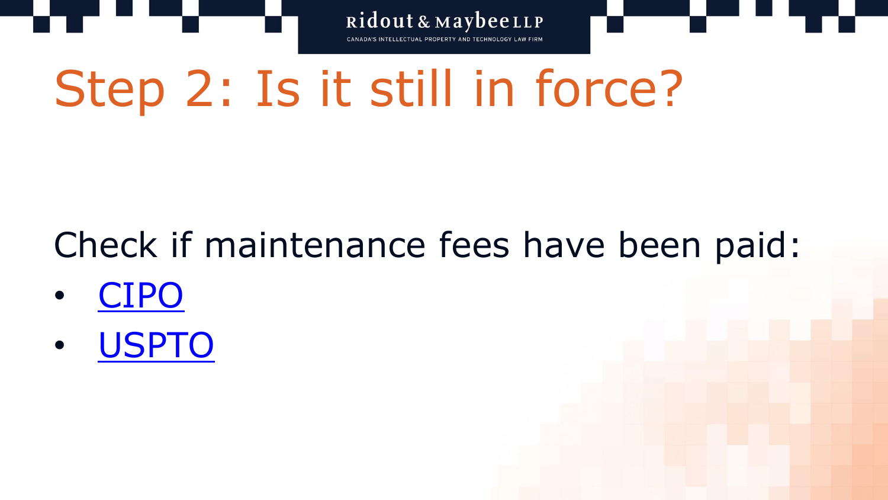# Step 2: Is it still in force?

Check if maintenance fees have been paid:

- CIPO
- USPTO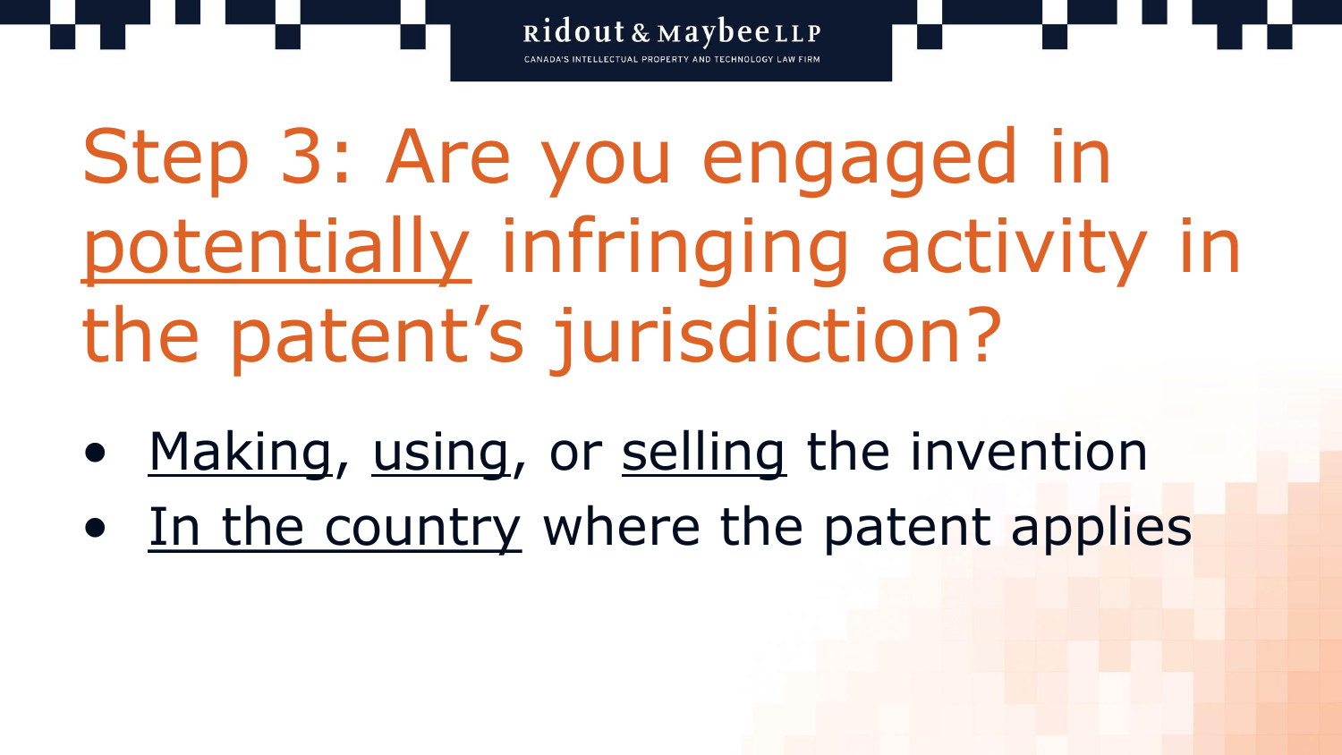# Step 3: Are you engaged in <u>potentially</u> infringing activity in the patent's jurisdiction?

- <u>Making</u>, <u>using</u>, or <u>selling</u> the invention
- <u>In the country</u> where the patent applies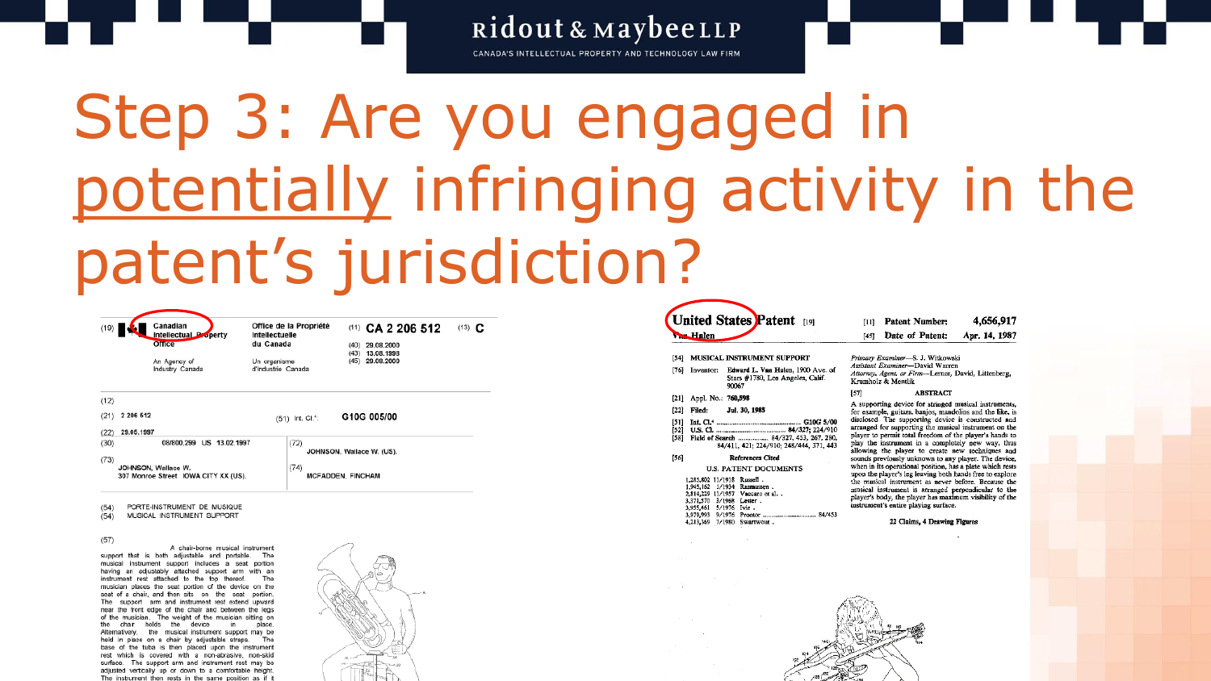# Step 3: Are you engaged in potentially infringing activity in the patent's jurisdiction?

(19) Canadian Intellectual Property Office — An Agency of Industry Canada

Office de la Propriété Intellectuelle du Canada — Un organisme d'Industrie Canada

(11) CA 2 206 512 (13) C

(40) 29.08.2000
(43) 13.08.1998
(45) 29.08.2000

(12)

(21) 2 206 512

(51) Int. Cl.[6]: G10G 005/00

(22) 29.05.1997

(30) 08/800,299 US 13.02.1997

(72) JOHNSON, Wallace W. (US).

(73) JOHNSON, Wallace W.
307 Monroe Street IOWA CITY XX (US).

(74) MCFADDEN, FINCHAM

(54) PORTE-INSTRUMENT DE MUSIQUE
(54) MUSICAL INSTRUMENT SUPPORT

(57) A chair-borne musical instrument support that is both adjustable and portable. The musical instrument support includes a seat portion having an adjustably attached support arm with an instrument rest attached to the top thereof. The musician places the seat portion of the device on the seat of a chair, and then sits on the seat portion. The support arm and instrument rest extend upward near the front edge of the chair and between the legs of the musician. The weight of the musician sitting on the chair holds the device in place. Alternatively, the musical instrument support may be held in place on a chair by adjustable straps. The base of the tuba is then placed upon the instrument rest which is covered with a non-abrasive, non-skid surface. The support arm and instrument rest may be adjusted vertically up or down to a comfortable height. The instrument then rests in the same position as if it

**United States Patent** [19]

Van Halen

[11] Patent Number: 4,656,917

[45] Date of Patent: Apr. 14, 1987

[54] MUSICAL INSTRUMENT SUPPORT

[76] Inventor: Edward L. Van Halen, 1900 Ave. of Stars #1780, Los Angeles, Calif. 90067

[21] Appl. No.: 760,598

[22] Filed: Jul. 30, 1985

[51] Int. Cl.[4] ............ G10G 5/00
[52] U.S. Cl. ............ 84/327; 224/910
[58] Field of Search ............ 84/327, 453, 267, 280, 84/411, 421; 224/910; 248/444, 371, 443

[56] References Cited

U.S. PATENT DOCUMENTS

1,285,802 11/1918 Russell .
1,945,162 1/1934 Rasmussen .
2,816,229 11/1957 Vaccaro et al. .
3,371,570 3/1968 Lester .
3,955,461 5/1976 Ivie .
3,979,993 9/1976 Proctor ............ 84/453
4,215,369 7/1980 Swartwout .

Primary Examiner—S. J. Witkowski
Assistant Examiner—David Warren
Attorney, Agent, or Firm—Lerner, David, Littenberg, Krumholz & Mentlik

[57] ABSTRACT

A supporting device for stringed musical instruments, for example, guitars, banjos, mandolins and the like, is disclosed. The supporting device is constructed and arranged for supporting the musical instrument on the player to permit total freedom of the player's hands to play the instrument in a completely new way, thus allowing the player to create new techniques and sounds previously unknown to any player. The device, when in its operational position, has a plate which rests upon the player's leg leaving both hands free to explore the musical instrument as never before. Because the musical instrument is arranged perpendicular to the player's body, the player has maximum visibility of the instrument's entire playing surface.

22 Claims, 4 Drawing Figures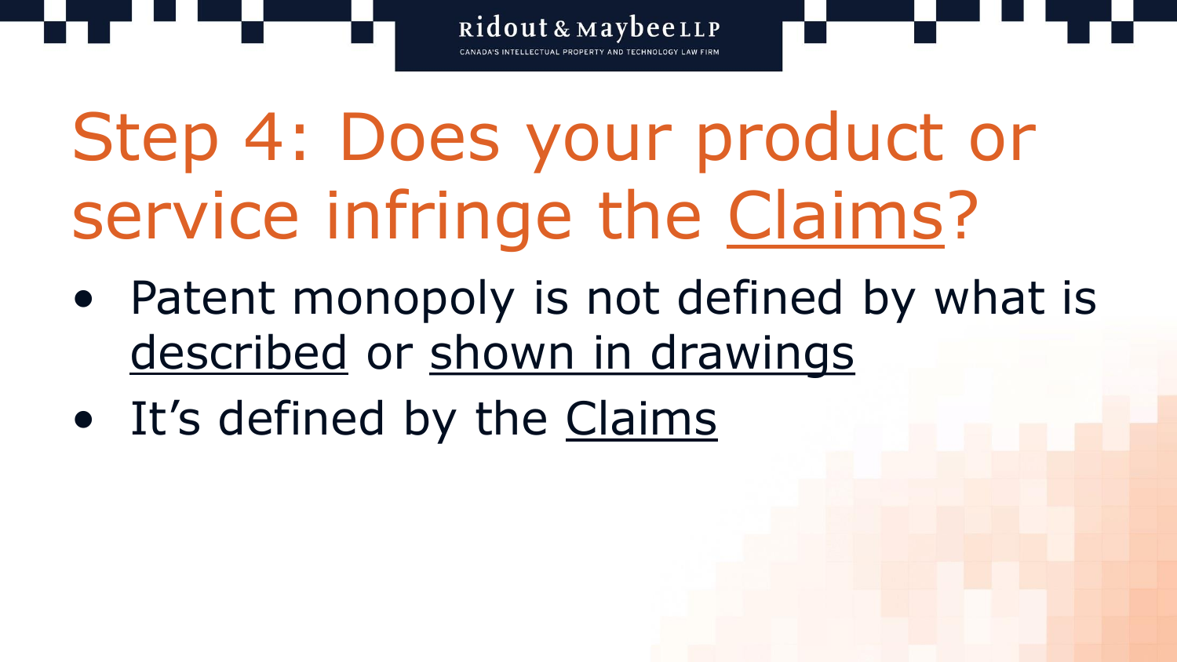# Step 4: Does your product or service infringe the Claims?

- Patent monopoly is not defined by what is described or shown in drawings
- It's defined by the Claims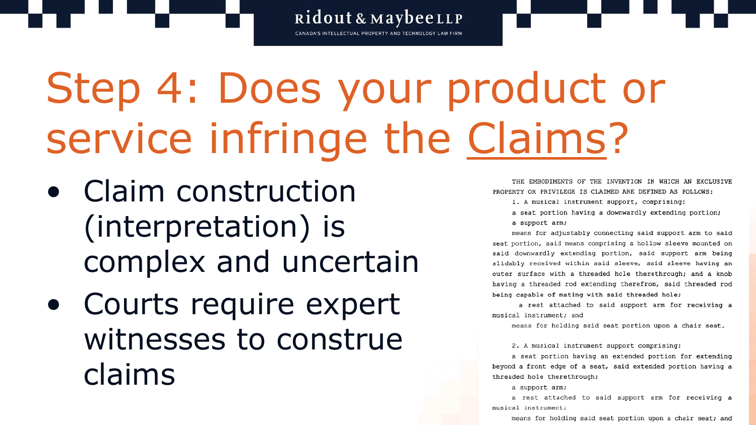# Step 4: Does your product or service infringe the Claims?

- Claim construction (interpretation) is complex and uncertain
- Courts require expert witnesses to construe claims

THE EMBODIMENTS OF THE INVENTION IN WHICH AN EXCLUSIVE PROPERTY OR PRIVILEGE IS CLAIMED ARE DEFINED AS FOLLOWS:

1. A musical instrument support, comprising:

a seat portion having a downwardly extending portion;

a support arm;

means for adjustably connecting said support arm to said seat portion, said means comprising a hollow sleeve mounted on said downwardly extending portion, said support arm being slidably received within said sleeve, said sleeve having an outer surface with a threaded hole therethrough; and a knob having a threaded rod extending therefrom, said threaded rod being capable of mating with said threaded hole;

a rest attached to said support arm for receiving a musical instrument; and

means for holding said seat portion upon a chair seat.

2. A musical instrument support comprising:

a seat portion having an extended portion for extending beyond a front edge of a seat, said extended portion having a threaded hole therethrough;

a support arm;

a rest attached to said support arm for receiving a musical instrument;

means for holding said seat portion upon a chair seat; and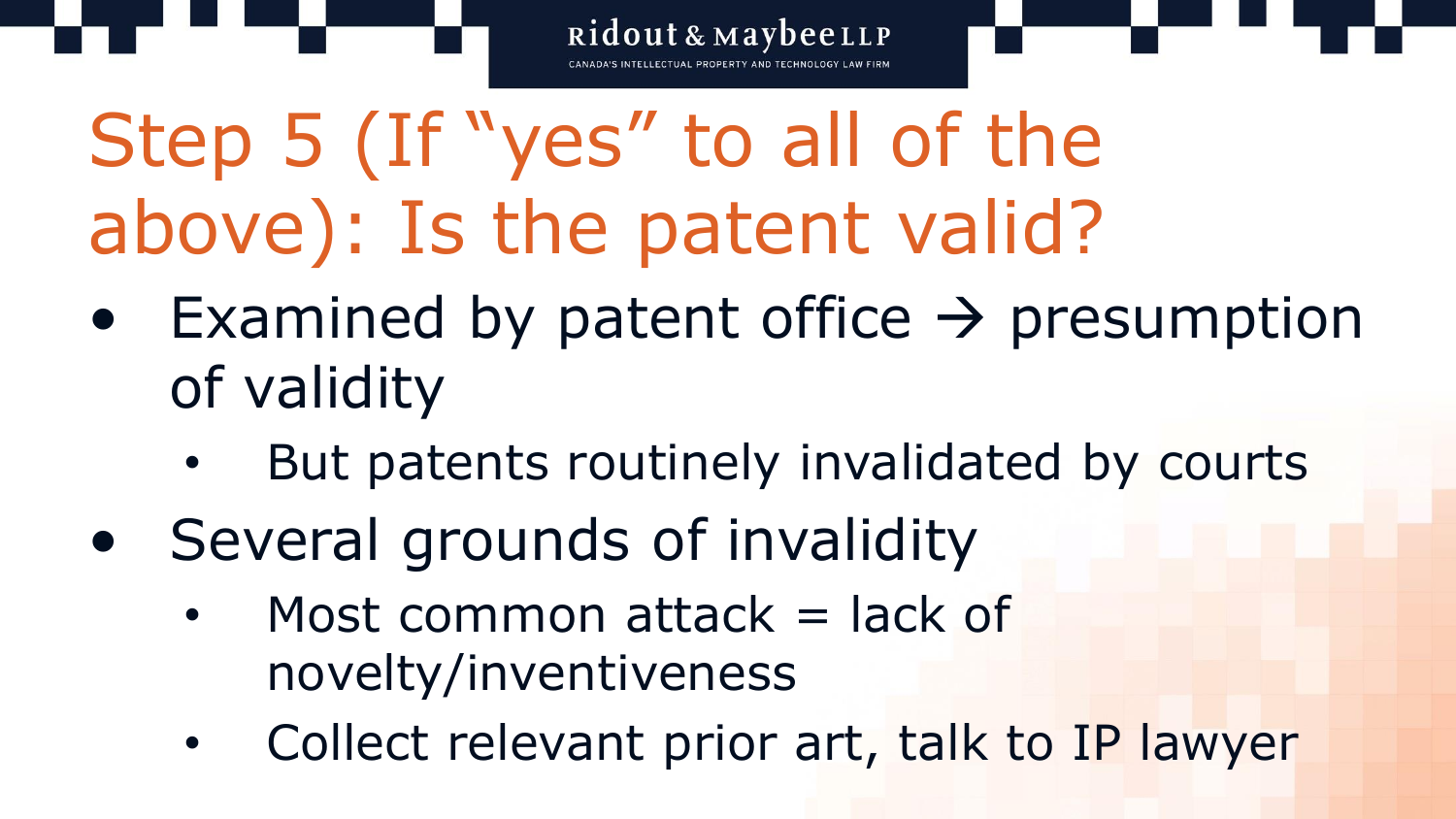# Step 5 (If "yes" to all of the above): Is the patent valid?

- Examined by patent office → presumption of validity
  - But patents routinely invalidated by courts
- Several grounds of invalidity
  - Most common attack = lack of novelty/inventiveness
  - Collect relevant prior art, talk to IP lawyer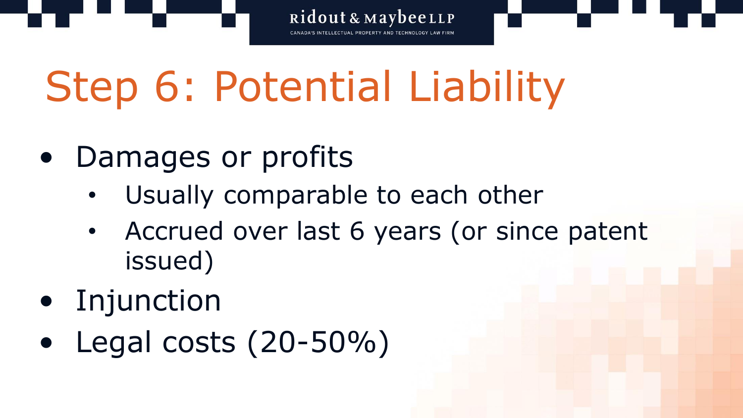# Step 6: Potential Liability

- Damages or profits
  - Usually comparable to each other
  - Accrued over last 6 years (or since patent issued)
- Injunction
- Legal costs (20-50%)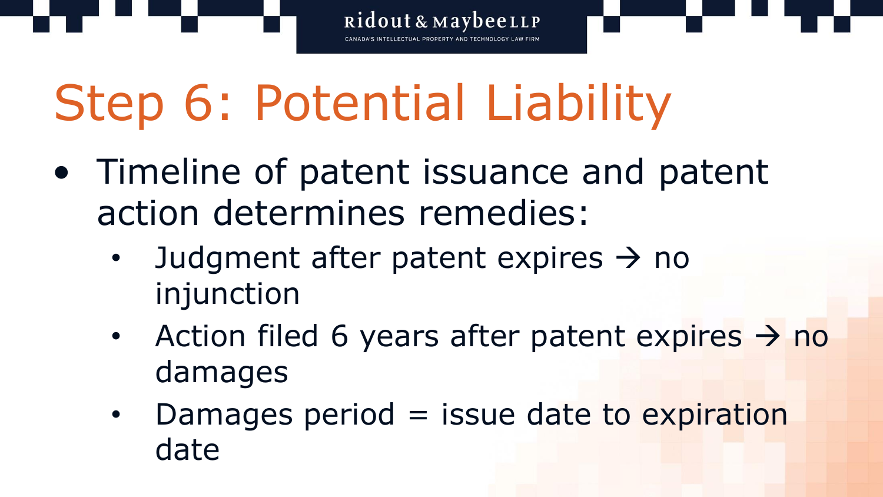# Step 6: Potential Liability

- Timeline of patent issuance and patent action determines remedies:
  - Judgment after patent expires → no injunction
  - Action filed 6 years after patent expires → no damages
  - Damages period = issue date to expiration date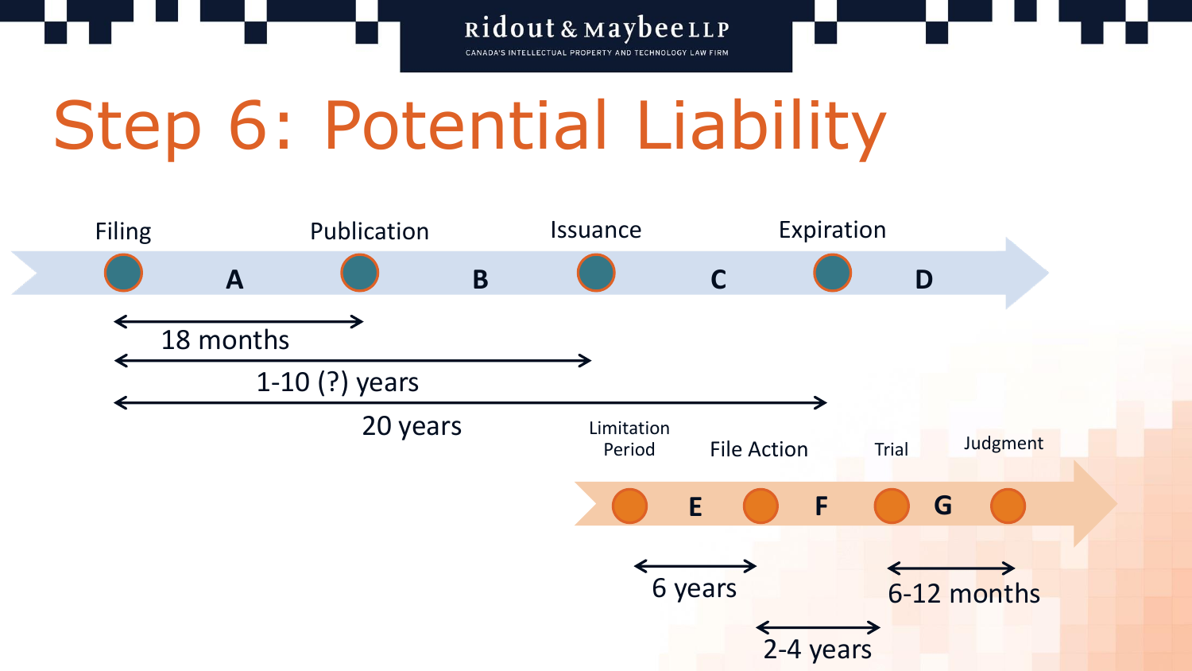# Step 6: Potential Liability

Filing — A — Publication — B — Issuance — C — Expiration — D

- 18 months
- 1-10 (?) years
- 20 years

Limitation Period — E — File Action — F — Trial — G — Judgment

- 6 years
- 2-4 years
- 6-12 months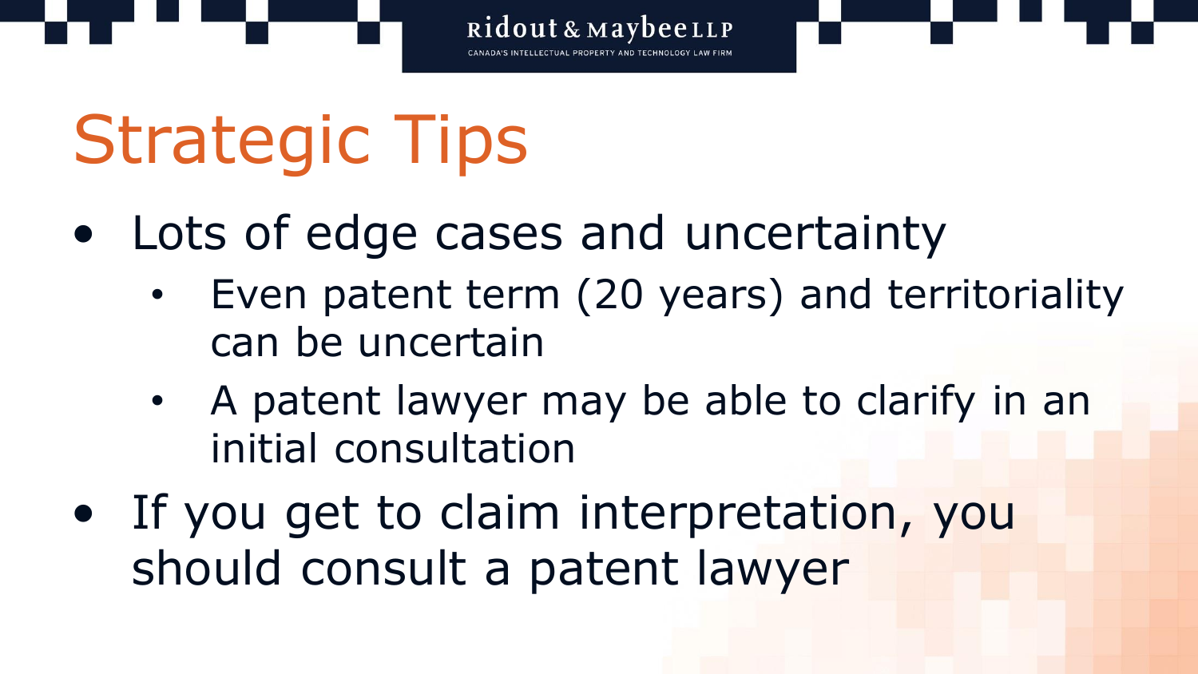# Strategic Tips

- Lots of edge cases and uncertainty
  - Even patent term (20 years) and territoriality can be uncertain
  - A patent lawyer may be able to clarify in an initial consultation
- If you get to claim interpretation, you should consult a patent lawyer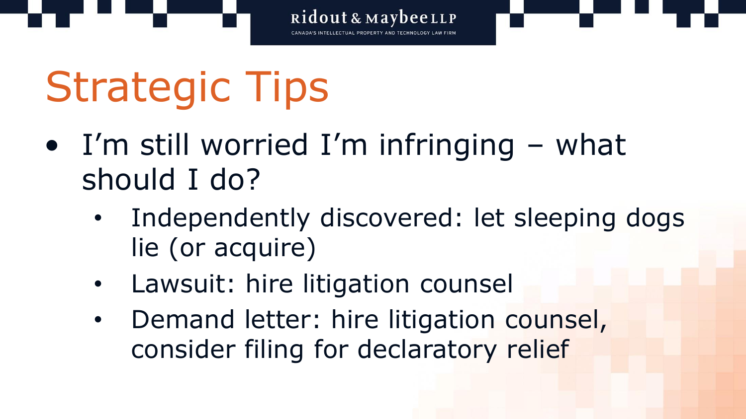# Strategic Tips

- I'm still worried I'm infringing – what should I do?
  - Independently discovered: let sleeping dogs lie (or acquire)
  - Lawsuit: hire litigation counsel
  - Demand letter: hire litigation counsel, consider filing for declaratory relief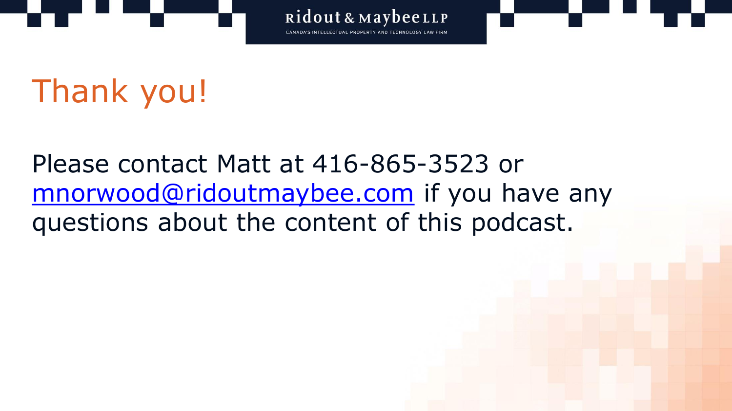# Thank you!

Please contact Matt at 416-865-3523 or mnorwood@ridoutmaybee.com if you have any questions about the content of this podcast.